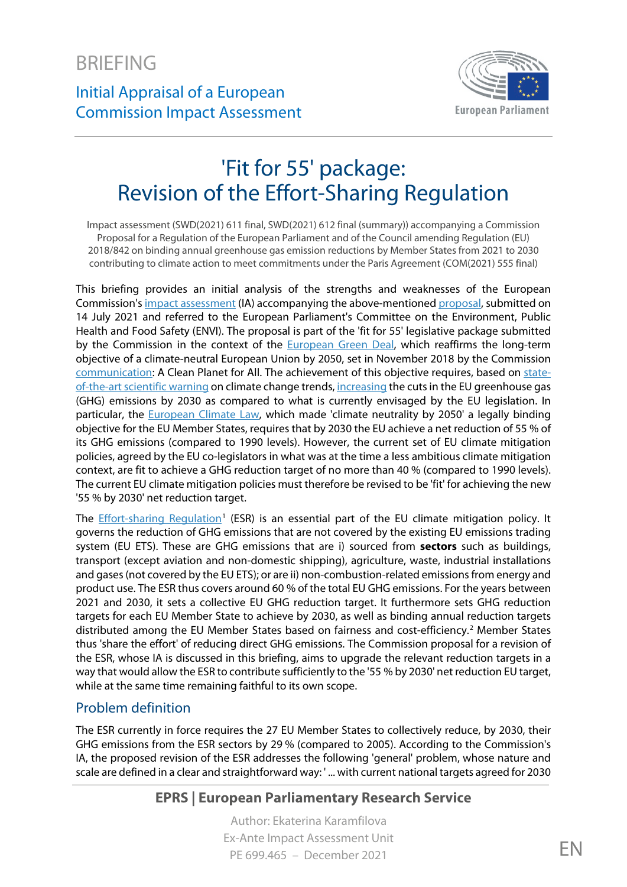BRIEFING

Initial Appraisal of a European Commission Impact Assessment

# 'Fit for 55' package: Revision of the Effort-Sharing Regulation

Impact assessment (SWD(2021) 611 final, SWD(2021) 612 final (summary)) accompanying a Commission Proposal for a Regulation of the European Parliament and of the Council amending Regulation (EU) 2018/842 on binding annual greenhouse gas emission reductions by Member States from 2021 to 2030 contributing to climate action to meet commitments under the Paris Agreement (COM(2021) 555 final)

This briefing provides an initial analysis of the strengths and weaknesses of the European Commission's impact assessment (IA) accompanying the above-mentioned proposal, submitted on 14 July 2021 and referred to the European Parliament's Committee on the Environment, Public Health and Food Safety (ENVI). The proposal is part of the 'fit for 55' legislative package submitted by the Commission in the context of the European Green Deal, which reaffirms the long-term objective of a climate-neutral European Union by 2050, set in November 2018 by the Commission communication: A Clean Planet for All. The achievement of this objective requires, based on state-of-the-art scientific warning on climate change trends, increasing the cuts in the EU greenhouse gas (GHG) emissions by 2030 as compared to what is currently envisaged by the EU legislation. In particular, the European Climate Law, which made 'climate neutrality by 2050' a legally binding objective for the EU Member States, requires that by 2030 the EU achieve a net reduction of 55 % of its GHG emissions (compared to 1990 levels). However, the current set of EU climate mitigation policies, agreed by the EU co-legislators in what was at the time a less ambitious climate mitigation context, are fit to achieve a GHG reduction target of no more than 40 % (compared to 1990 levels). The current EU climate mitigation policies must therefore be revised to be 'fit' for achieving the new '55 % by 2030' net reduction target.

The Effort-sharing Regulation[1] (ESR) is an essential part of the EU climate mitigation policy. It governs the reduction of GHG emissions that are not covered by the existing EU emissions trading system (EU ETS). These are GHG emissions that are i) sourced from **sectors** such as buildings, transport (except aviation and non-domestic shipping), agriculture, waste, industrial installations and gases (not covered by the EU ETS); or are ii) non-combustion-related emissions from energy and product use. The ESR thus covers around 60 % of the total EU GHG emissions. For the years between 2021 and 2030, it sets a collective EU GHG reduction target. It furthermore sets GHG reduction targets for each EU Member State to achieve by 2030, as well as binding annual reduction targets distributed among the EU Member States based on fairness and cost-efficiency.[2] Member States thus 'share the effort' of reducing direct GHG emissions. The Commission proposal for a revision of the ESR, whose IA is discussed in this briefing, aims to upgrade the relevant reduction targets in a way that would allow the ESR to contribute sufficiently to the '55 % by 2030' net reduction EU target, while at the same time remaining faithful to its own scope.

## Problem definition

The ESR currently in force requires the 27 EU Member States to collectively reduce, by 2030, their GHG emissions from the ESR sectors by 29 % (compared to 2005). According to the Commission's IA, the proposed revision of the ESR addresses the following 'general' problem, whose nature and scale are defined in a clear and straightforward way: '... with current national targets agreed for 2030

**EPRS | European Parliamentary Research Service**

Author: Ekaterina Karamfilova
Ex-Ante Impact Assessment Unit
PE 699.465 – December 2021

EN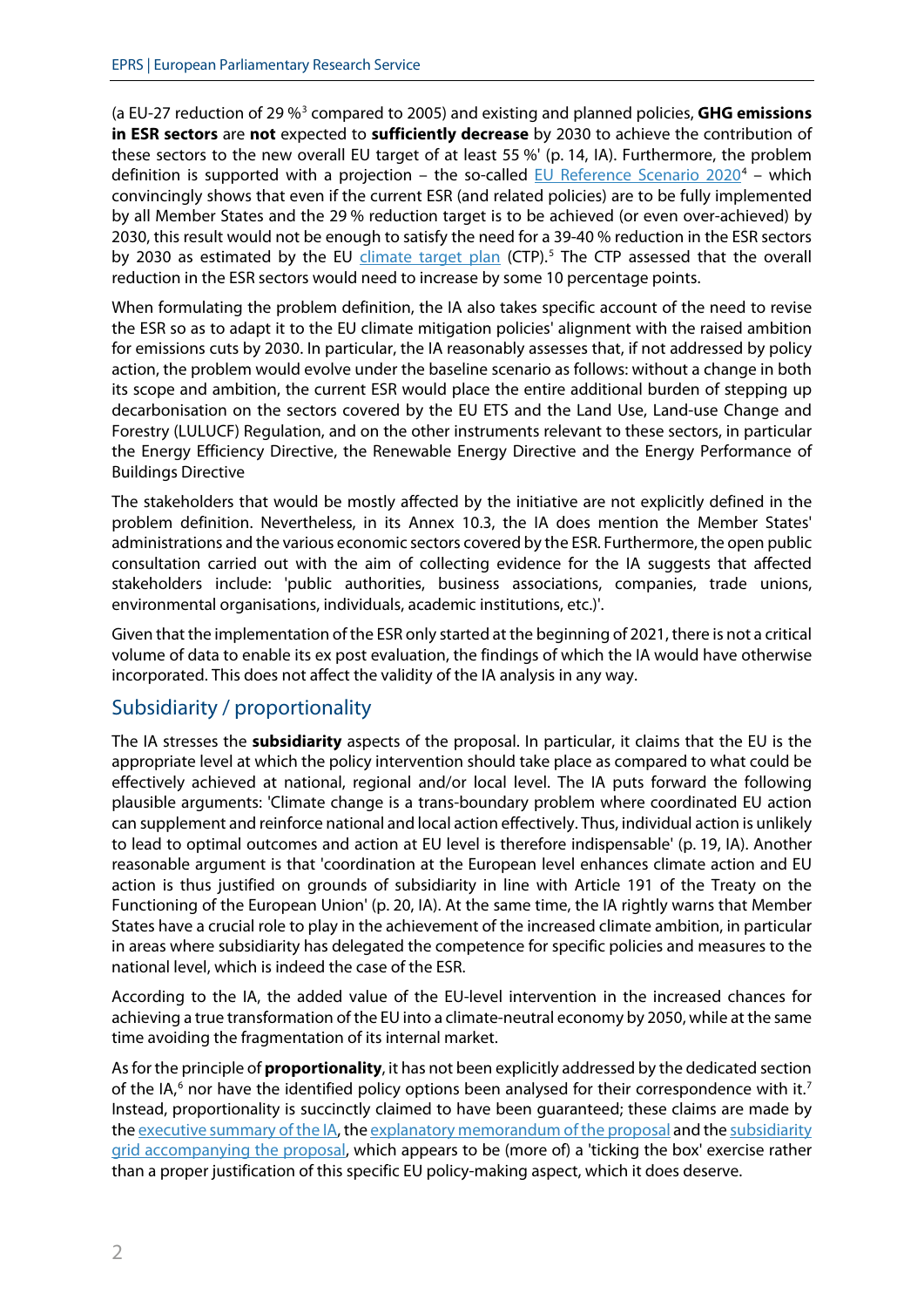(a EU-27 reduction of 29 %[3] compared to 2005) and existing and planned policies, **GHG emissions in ESR sectors** are **not** expected to **sufficiently decrease** by 2030 to achieve the contribution of these sectors to the new overall EU target of at least 55 %' (p. 14, IA). Furthermore, the problem definition is supported with a projection – the so-called EU Reference Scenario 2020[4] – which convincingly shows that even if the current ESR (and related policies) are to be fully implemented by all Member States and the 29 % reduction target is to be achieved (or even over-achieved) by 2030, this result would not be enough to satisfy the need for a 39-40 % reduction in the ESR sectors by 2030 as estimated by the EU climate target plan (CTP).[5] The CTP assessed that the overall reduction in the ESR sectors would need to increase by some 10 percentage points.

When formulating the problem definition, the IA also takes specific account of the need to revise the ESR so as to adapt it to the EU climate mitigation policies' alignment with the raised ambition for emissions cuts by 2030. In particular, the IA reasonably assesses that, if not addressed by policy action, the problem would evolve under the baseline scenario as follows: without a change in both its scope and ambition, the current ESR would place the entire additional burden of stepping up decarbonisation on the sectors covered by the EU ETS and the Land Use, Land-use Change and Forestry (LULUCF) Regulation, and on the other instruments relevant to these sectors, in particular the Energy Efficiency Directive, the Renewable Energy Directive and the Energy Performance of Buildings Directive

The stakeholders that would be mostly affected by the initiative are not explicitly defined in the problem definition. Nevertheless, in its Annex 10.3, the IA does mention the Member States' administrations and the various economic sectors covered by the ESR. Furthermore, the open public consultation carried out with the aim of collecting evidence for the IA suggests that affected stakeholders include: 'public authorities, business associations, companies, trade unions, environmental organisations, individuals, academic institutions, etc.)'.

Given that the implementation of the ESR only started at the beginning of 2021, there is not a critical volume of data to enable its ex post evaluation, the findings of which the IA would have otherwise incorporated. This does not affect the validity of the IA analysis in any way.

## Subsidiarity / proportionality

The IA stresses the **subsidiarity** aspects of the proposal. In particular, it claims that the EU is the appropriate level at which the policy intervention should take place as compared to what could be effectively achieved at national, regional and/or local level. The IA puts forward the following plausible arguments: 'Climate change is a trans-boundary problem where coordinated EU action can supplement and reinforce national and local action effectively. Thus, individual action is unlikely to lead to optimal outcomes and action at EU level is therefore indispensable' (p. 19, IA). Another reasonable argument is that 'coordination at the European level enhances climate action and EU action is thus justified on grounds of subsidiarity in line with Article 191 of the Treaty on the Functioning of the European Union' (p. 20, IA). At the same time, the IA rightly warns that Member States have a crucial role to play in the achievement of the increased climate ambition, in particular in areas where subsidiarity has delegated the competence for specific policies and measures to the national level, which is indeed the case of the ESR.

According to the IA, the added value of the EU-level intervention in the increased chances for achieving a true transformation of the EU into a climate-neutral economy by 2050, while at the same time avoiding the fragmentation of its internal market.

As for the principle of **proportionality**, it has not been explicitly addressed by the dedicated section of the IA,[6] nor have the identified policy options been analysed for their correspondence with it.[7] Instead, proportionality is succinctly claimed to have been guaranteed; these claims are made by the executive summary of the IA, the explanatory memorandum of the proposal and the subsidiarity grid accompanying the proposal, which appears to be (more of) a 'ticking the box' exercise rather than a proper justification of this specific EU policy-making aspect, which it does deserve.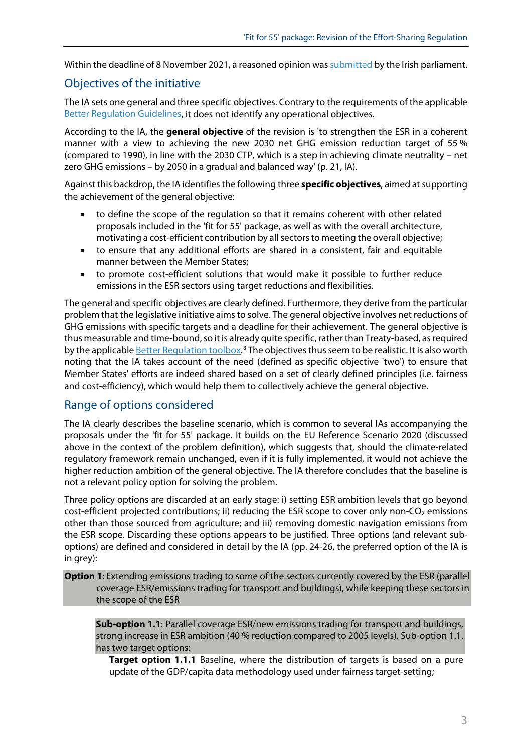Within the deadline of 8 November 2021, a reasoned opinion was submitted by the Irish parliament.

## Objectives of the initiative

The IA sets one general and three specific objectives. Contrary to the requirements of the applicable Better Regulation Guidelines, it does not identify any operational objectives.

According to the IA, the **general objective** of the revision is 'to strengthen the ESR in a coherent manner with a view to achieving the new 2030 net GHG emission reduction target of 55 % (compared to 1990), in line with the 2030 CTP, which is a step in achieving climate neutrality – net zero GHG emissions – by 2050 in a gradual and balanced way' (p. 21, IA).

Against this backdrop, the IA identifies the following three **specific objectives**, aimed at supporting the achievement of the general objective:

- to define the scope of the regulation so that it remains coherent with other related proposals included in the 'fit for 55' package, as well as with the overall architecture, motivating a cost-efficient contribution by all sectors to meeting the overall objective;
- to ensure that any additional efforts are shared in a consistent, fair and equitable manner between the Member States;
- to promote cost-efficient solutions that would make it possible to further reduce emissions in the ESR sectors using target reductions and flexibilities.

The general and specific objectives are clearly defined. Furthermore, they derive from the particular problem that the legislative initiative aims to solve. The general objective involves net reductions of GHG emissions with specific targets and a deadline for their achievement. The general objective is thus measurable and time-bound, so it is already quite specific, rather than Treaty-based, as required by the applicable Better Regulation toolbox.[8] The objectives thus seem to be realistic. It is also worth noting that the IA takes account of the need (defined as specific objective 'two') to ensure that Member States' efforts are indeed shared based on a set of clearly defined principles (i.e. fairness and cost-efficiency), which would help them to collectively achieve the general objective.

## Range of options considered

The IA clearly describes the baseline scenario, which is common to several IAs accompanying the proposals under the 'fit for 55' package. It builds on the EU Reference Scenario 2020 (discussed above in the context of the problem definition), which suggests that, should the climate-related regulatory framework remain unchanged, even if it is fully implemented, it would not achieve the higher reduction ambition of the general objective. The IA therefore concludes that the baseline is not a relevant policy option for solving the problem.

Three policy options are discarded at an early stage: i) setting ESR ambition levels that go beyond cost-efficient projected contributions; ii) reducing the ESR scope to cover only non-$CO_2$ emissions other than those sourced from agriculture; and iii) removing domestic navigation emissions from the ESR scope. Discarding these options appears to be justified. Three options (and relevant sub-options) are defined and considered in detail by the IA (pp. 24-26, the preferred option of the IA is in grey):

**Option 1**: Extending emissions trading to some of the sectors currently covered by the ESR (parallel coverage ESR/emissions trading for transport and buildings), while keeping these sectors in the scope of the ESR

**Sub-option 1.1**: Parallel coverage ESR/new emissions trading for transport and buildings, strong increase in ESR ambition (40 % reduction compared to 2005 levels). Sub-option 1.1. has two target options:

**Target option 1.1.1** Baseline, where the distribution of targets is based on a pure update of the GDP/capita data methodology used under fairness target-setting;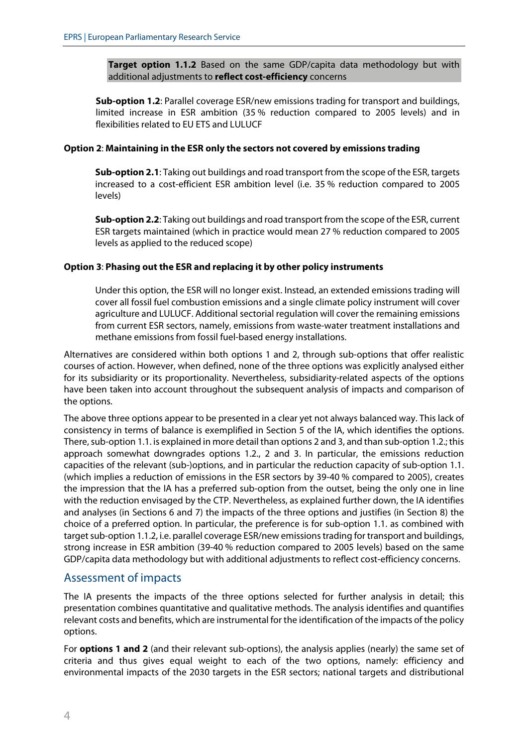**Target option 1.1.2** Based on the same GDP/capita data methodology but with additional adjustments to **reflect cost-efficiency** concerns

**Sub-option 1.2**: Parallel coverage ESR/new emissions trading for transport and buildings, limited increase in ESR ambition (35 % reduction compared to 2005 levels) and in flexibilities related to EU ETS and LULUCF

**Option 2**: **Maintaining in the ESR only the sectors not covered by emissions trading**

**Sub-option 2.1**: Taking out buildings and road transport from the scope of the ESR, targets increased to a cost-efficient ESR ambition level (i.e. 35 % reduction compared to 2005 levels)

**Sub-option 2.2**: Taking out buildings and road transport from the scope of the ESR, current ESR targets maintained (which in practice would mean 27 % reduction compared to 2005 levels as applied to the reduced scope)

**Option 3**: **Phasing out the ESR and replacing it by other policy instruments**

Under this option, the ESR will no longer exist. Instead, an extended emissions trading will cover all fossil fuel combustion emissions and a single climate policy instrument will cover agriculture and LULUCF. Additional sectorial regulation will cover the remaining emissions from current ESR sectors, namely, emissions from waste-water treatment installations and methane emissions from fossil fuel-based energy installations.

Alternatives are considered within both options 1 and 2, through sub-options that offer realistic courses of action. However, when defined, none of the three options was explicitly analysed either for its subsidiarity or its proportionality. Nevertheless, subsidiarity-related aspects of the options have been taken into account throughout the subsequent analysis of impacts and comparison of the options.

The above three options appear to be presented in a clear yet not always balanced way. This lack of consistency in terms of balance is exemplified in Section 5 of the IA, which identifies the options. There, sub-option 1.1. is explained in more detail than options 2 and 3, and than sub-option 1.2.; this approach somewhat downgrades options 1.2., 2 and 3. In particular, the emissions reduction capacities of the relevant (sub-)options, and in particular the reduction capacity of sub-option 1.1. (which implies a reduction of emissions in the ESR sectors by 39-40 % compared to 2005), creates the impression that the IA has a preferred sub-option from the outset, being the only one in line with the reduction envisaged by the CTP. Nevertheless, as explained further down, the IA identifies and analyses (in Sections 6 and 7) the impacts of the three options and justifies (in Section 8) the choice of a preferred option. In particular, the preference is for sub-option 1.1. as combined with target sub-option 1.1.2, i.e. parallel coverage ESR/new emissions trading for transport and buildings, strong increase in ESR ambition (39-40 % reduction compared to 2005 levels) based on the same GDP/capita data methodology but with additional adjustments to reflect cost-efficiency concerns.

## Assessment of impacts

The IA presents the impacts of the three options selected for further analysis in detail; this presentation combines quantitative and qualitative methods. The analysis identifies and quantifies relevant costs and benefits, which are instrumental for the identification of the impacts of the policy options.

For **options 1 and 2** (and their relevant sub-options), the analysis applies (nearly) the same set of criteria and thus gives equal weight to each of the two options, namely: efficiency and environmental impacts of the 2030 targets in the ESR sectors; national targets and distributional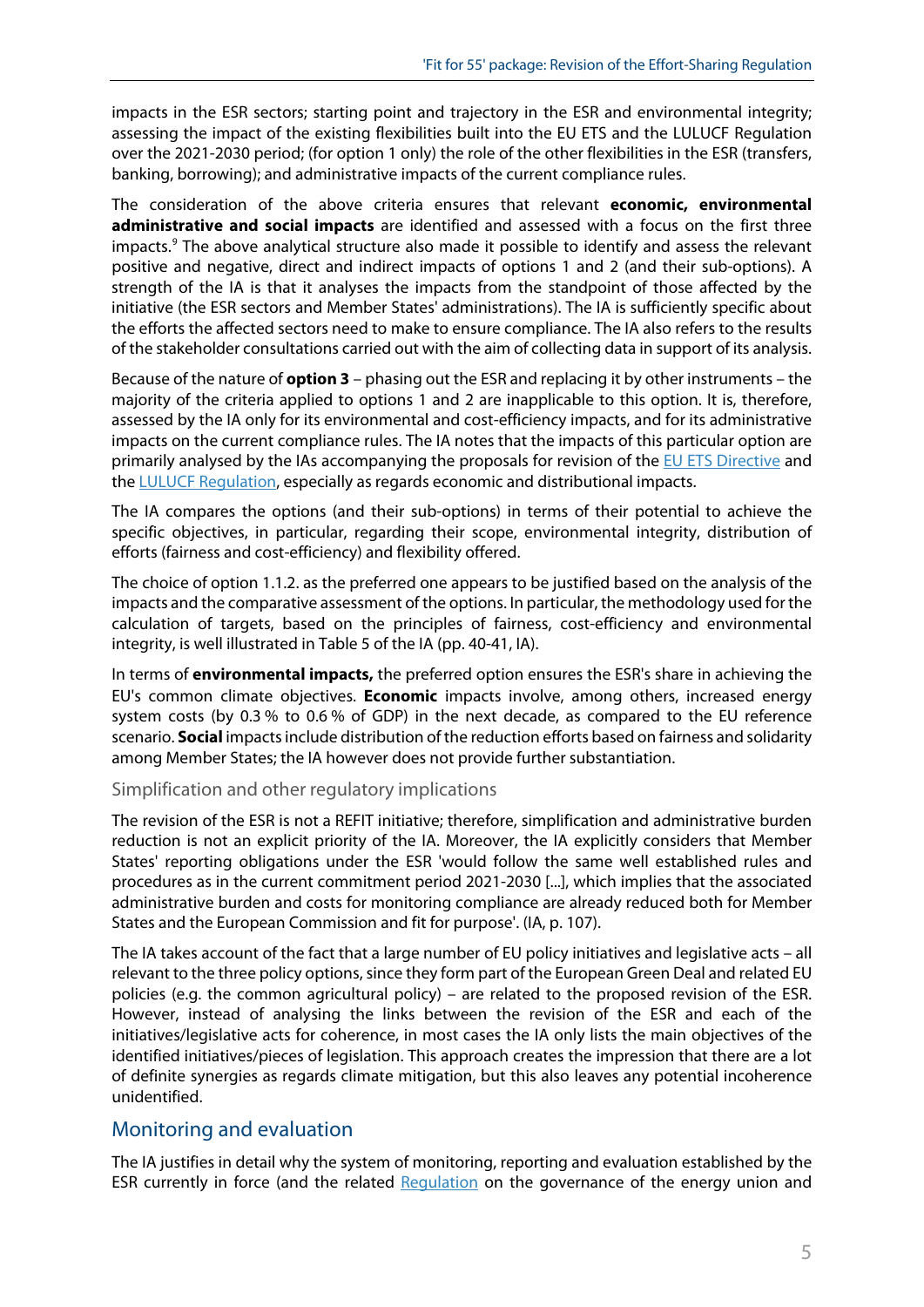impacts in the ESR sectors; starting point and trajectory in the ESR and environmental integrity; assessing the impact of the existing flexibilities built into the EU ETS and the LULUCF Regulation over the 2021-2030 period; (for option 1 only) the role of the other flexibilities in the ESR (transfers, banking, borrowing); and administrative impacts of the current compliance rules.

The consideration of the above criteria ensures that relevant **economic, environmental administrative and social impacts** are identified and assessed with a focus on the first three impacts.[9] The above analytical structure also made it possible to identify and assess the relevant positive and negative, direct and indirect impacts of options 1 and 2 (and their sub-options). A strength of the IA is that it analyses the impacts from the standpoint of those affected by the initiative (the ESR sectors and Member States' administrations). The IA is sufficiently specific about the efforts the affected sectors need to make to ensure compliance. The IA also refers to the results of the stakeholder consultations carried out with the aim of collecting data in support of its analysis.

Because of the nature of **option 3** – phasing out the ESR and replacing it by other instruments – the majority of the criteria applied to options 1 and 2 are inapplicable to this option. It is, therefore, assessed by the IA only for its environmental and cost-efficiency impacts, and for its administrative impacts on the current compliance rules. The IA notes that the impacts of this particular option are primarily analysed by the IAs accompanying the proposals for revision of the EU ETS Directive and the LULUCF Regulation, especially as regards economic and distributional impacts.

The IA compares the options (and their sub-options) in terms of their potential to achieve the specific objectives, in particular, regarding their scope, environmental integrity, distribution of efforts (fairness and cost-efficiency) and flexibility offered.

The choice of option 1.1.2. as the preferred one appears to be justified based on the analysis of the impacts and the comparative assessment of the options. In particular, the methodology used for the calculation of targets, based on the principles of fairness, cost-efficiency and environmental integrity, is well illustrated in Table 5 of the IA (pp. 40-41, IA).

In terms of **environmental impacts,** the preferred option ensures the ESR's share in achieving the EU's common climate objectives. **Economic** impacts involve, among others, increased energy system costs (by 0.3 % to 0.6 % of GDP) in the next decade, as compared to the EU reference scenario. **Social** impacts include distribution of the reduction efforts based on fairness and solidarity among Member States; the IA however does not provide further substantiation.

### Simplification and other regulatory implications

The revision of the ESR is not a REFIT initiative; therefore, simplification and administrative burden reduction is not an explicit priority of the IA. Moreover, the IA explicitly considers that Member States' reporting obligations under the ESR 'would follow the same well established rules and procedures as in the current commitment period 2021-2030 [...], which implies that the associated administrative burden and costs for monitoring compliance are already reduced both for Member States and the European Commission and fit for purpose'. (IA, p. 107).

The IA takes account of the fact that a large number of EU policy initiatives and legislative acts – all relevant to the three policy options, since they form part of the European Green Deal and related EU policies (e.g. the common agricultural policy) – are related to the proposed revision of the ESR. However, instead of analysing the links between the revision of the ESR and each of the initiatives/legislative acts for coherence, in most cases the IA only lists the main objectives of the identified initiatives/pieces of legislation. This approach creates the impression that there are a lot of definite synergies as regards climate mitigation, but this also leaves any potential incoherence unidentified.

## Monitoring and evaluation

The IA justifies in detail why the system of monitoring, reporting and evaluation established by the ESR currently in force (and the related Regulation on the governance of the energy union and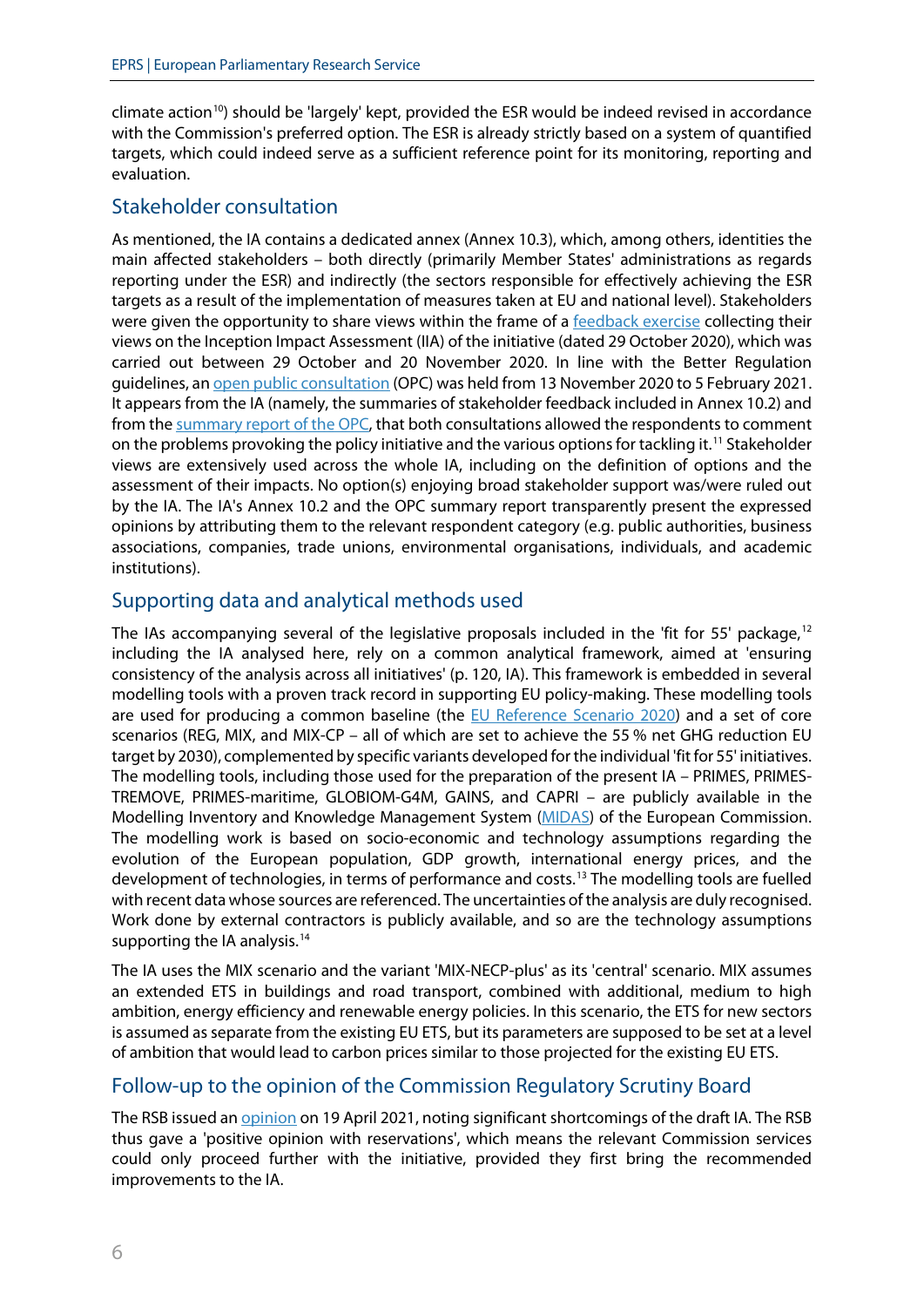climate action[10]) should be 'largely' kept, provided the ESR would be indeed revised in accordance with the Commission's preferred option. The ESR is already strictly based on a system of quantified targets, which could indeed serve as a sufficient reference point for its monitoring, reporting and evaluation.

## Stakeholder consultation

As mentioned, the IA contains a dedicated annex (Annex 10.3), which, among others, identifies the main affected stakeholders – both directly (primarily Member States' administrations as regards reporting under the ESR) and indirectly (the sectors responsible for effectively achieving the ESR targets as a result of the implementation of measures taken at EU and national level). Stakeholders were given the opportunity to share views within the frame of a feedback exercise collecting their views on the Inception Impact Assessment (IIA) of the initiative (dated 29 October 2020), which was carried out between 29 October and 20 November 2020. In line with the Better Regulation guidelines, an open public consultation (OPC) was held from 13 November 2020 to 5 February 2021. It appears from the IA (namely, the summaries of stakeholder feedback included in Annex 10.2) and from the summary report of the OPC, that both consultations allowed the respondents to comment on the problems provoking the policy initiative and the various options for tackling it.[11] Stakeholder views are extensively used across the whole IA, including on the definition of options and the assessment of their impacts. No option(s) enjoying broad stakeholder support was/were ruled out by the IA. The IA's Annex 10.2 and the OPC summary report transparently present the expressed opinions by attributing them to the relevant respondent category (e.g. public authorities, business associations, companies, trade unions, environmental organisations, individuals, and academic institutions).

## Supporting data and analytical methods used

The IAs accompanying several of the legislative proposals included in the 'fit for 55' package,[12] including the IA analysed here, rely on a common analytical framework, aimed at 'ensuring consistency of the analysis across all initiatives' (p. 120, IA). This framework is embedded in several modelling tools with a proven track record in supporting EU policy-making. These modelling tools are used for producing a common baseline (the EU Reference Scenario 2020) and a set of core scenarios (REG, MIX, and MIX-CP – all of which are set to achieve the 55 % net GHG reduction EU target by 2030), complemented by specific variants developed for the individual 'fit for 55' initiatives. The modelling tools, including those used for the preparation of the present IA – PRIMES, PRIMES-TREMOVE, PRIMES-maritime, GLOBIOM-G4M, GAINS, and CAPRI – are publicly available in the Modelling Inventory and Knowledge Management System (MIDAS) of the European Commission. The modelling work is based on socio-economic and technology assumptions regarding the evolution of the European population, GDP growth, international energy prices, and the development of technologies, in terms of performance and costs.[13] The modelling tools are fuelled with recent data whose sources are referenced. The uncertainties of the analysis are duly recognised. Work done by external contractors is publicly available, and so are the technology assumptions supporting the IA analysis.[14]

The IA uses the MIX scenario and the variant 'MIX-NECP-plus' as its 'central' scenario. MIX assumes an extended ETS in buildings and road transport, combined with additional, medium to high ambition, energy efficiency and renewable energy policies. In this scenario, the ETS for new sectors is assumed as separate from the existing EU ETS, but its parameters are supposed to be set at a level of ambition that would lead to carbon prices similar to those projected for the existing EU ETS.

## Follow-up to the opinion of the Commission Regulatory Scrutiny Board

The RSB issued an opinion on 19 April 2021, noting significant shortcomings of the draft IA. The RSB thus gave a 'positive opinion with reservations', which means the relevant Commission services could only proceed further with the initiative, provided they first bring the recommended improvements to the IA.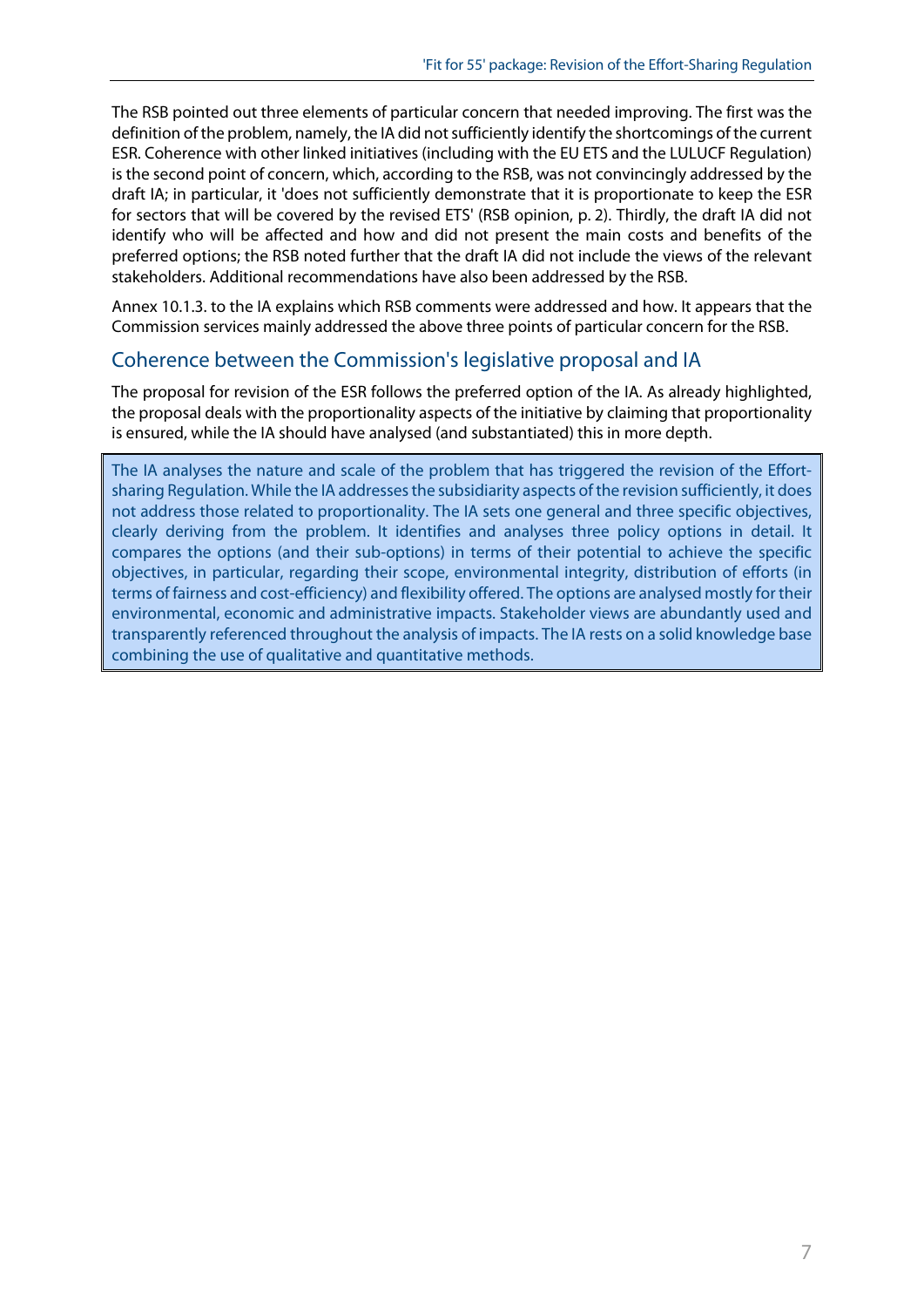The RSB pointed out three elements of particular concern that needed improving. The first was the definition of the problem, namely, the IA did not sufficiently identify the shortcomings of the current ESR. Coherence with other linked initiatives (including with the EU ETS and the LULUCF Regulation) is the second point of concern, which, according to the RSB, was not convincingly addressed by the draft IA; in particular, it 'does not sufficiently demonstrate that it is proportionate to keep the ESR for sectors that will be covered by the revised ETS' (RSB opinion, p. 2). Thirdly, the draft IA did not identify who will be affected and how and did not present the main costs and benefits of the preferred options; the RSB noted further that the draft IA did not include the views of the relevant stakeholders. Additional recommendations have also been addressed by the RSB.

Annex 10.1.3. to the IA explains which RSB comments were addressed and how. It appears that the Commission services mainly addressed the above three points of particular concern for the RSB.

## Coherence between the Commission's legislative proposal and IA

The proposal for revision of the ESR follows the preferred option of the IA. As already highlighted, the proposal deals with the proportionality aspects of the initiative by claiming that proportionality is ensured, while the IA should have analysed (and substantiated) this in more depth.

> The IA analyses the nature and scale of the problem that has triggered the revision of the Effort-sharing Regulation. While the IA addresses the subsidiarity aspects of the revision sufficiently, it does not address those related to proportionality. The IA sets one general and three specific objectives, clearly deriving from the problem. It identifies and analyses three policy options in detail. It compares the options (and their sub-options) in terms of their potential to achieve the specific objectives, in particular, regarding their scope, environmental integrity, distribution of efforts (in terms of fairness and cost-efficiency) and flexibility offered. The options are analysed mostly for their environmental, economic and administrative impacts. Stakeholder views are abundantly used and transparently referenced throughout the analysis of impacts. The IA rests on a solid knowledge base combining the use of qualitative and quantitative methods.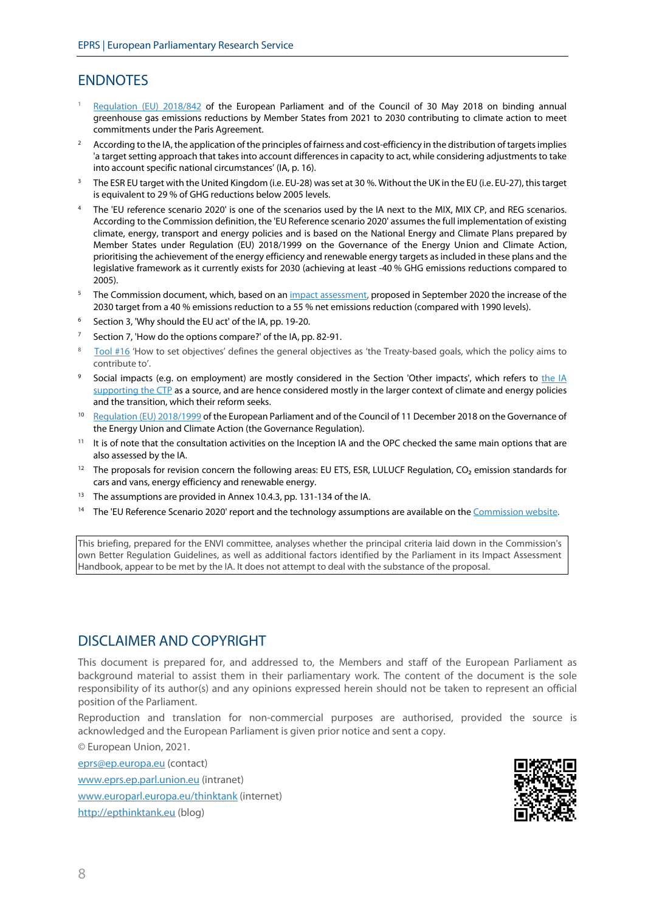## ENDNOTES

[1] Regulation (EU) 2018/842 of the European Parliament and of the Council of 30 May 2018 on binding annual greenhouse gas emissions reductions by Member States from 2021 to 2030 contributing to climate action to meet commitments under the Paris Agreement.

[2] According to the IA, the application of the principles of fairness and cost-efficiency in the distribution of targets implies 'a target setting approach that takes into account differences in capacity to act, while considering adjustments to take into account specific national circumstances' (IA, p. 16).

[3] The ESR EU target with the United Kingdom (i.e. EU-28) was set at 30 %. Without the UK in the EU (i.e. EU-27), this target is equivalent to 29 % of GHG reductions below 2005 levels.

[4] The 'EU reference scenario 2020' is one of the scenarios used by the IA next to the MIX, MIX CP, and REG scenarios. According to the Commission definition, the 'EU Reference scenario 2020' assumes the full implementation of existing climate, energy, transport and energy policies and is based on the National Energy and Climate Plans prepared by Member States under Regulation (EU) 2018/1999 on the Governance of the Energy Union and Climate Action, prioritising the achievement of the energy efficiency and renewable energy targets as included in these plans and the legislative framework as it currently exists for 2030 (achieving at least -40 % GHG emissions reductions compared to 2005).

[5] The Commission document, which, based on an impact assessment, proposed in September 2020 the increase of the 2030 target from a 40 % emissions reduction to a 55 % net emissions reduction (compared with 1990 levels).

[6] Section 3, 'Why should the EU act' of the IA, pp. 19-20.

[7] Section 7, 'How do the options compare?' of the IA, pp. 82-91.

[8] Tool #16 'How to set objectives' defines the general objectives as 'the Treaty-based goals, which the policy aims to contribute to'.

[9] Social impacts (e.g. on employment) are mostly considered in the Section 'Other impacts', which refers to the IA supporting the CTP as a source, and are hence considered mostly in the larger context of climate and energy policies and the transition, which their reform seeks.

[10] Regulation (EU) 2018/1999 of the European Parliament and of the Council of 11 December 2018 on the Governance of the Energy Union and Climate Action (the Governance Regulation).

[11] It is of note that the consultation activities on the Inception IA and the OPC checked the same main options that are also assessed by the IA.

[12] The proposals for revision concern the following areas: EU ETS, ESR, LULUCF Regulation, $CO_2$ emission standards for cars and vans, energy efficiency and renewable energy.

[13] The assumptions are provided in Annex 10.4.3, pp. 131-134 of the IA.

[14] The 'EU Reference Scenario 2020' report and the technology assumptions are available on the Commission website.

This briefing, prepared for the ENVI committee, analyses whether the principal criteria laid down in the Commission's own Better Regulation Guidelines, as well as additional factors identified by the Parliament in its Impact Assessment Handbook, appear to be met by the IA. It does not attempt to deal with the substance of the proposal.

## DISCLAIMER AND COPYRIGHT

This document is prepared for, and addressed to, the Members and staff of the European Parliament as background material to assist them in their parliamentary work. The content of the document is the sole responsibility of its author(s) and any opinions expressed herein should not be taken to represent an official position of the Parliament.

Reproduction and translation for non-commercial purposes are authorised, provided the source is acknowledged and the European Parliament is given prior notice and sent a copy.

© European Union, 2021.

eprs@ep.europa.eu (contact)

www.eprs.ep.parl.union.eu (intranet)

www.europarl.europa.eu/thinktank (internet)

http://epthinktank.eu (blog)